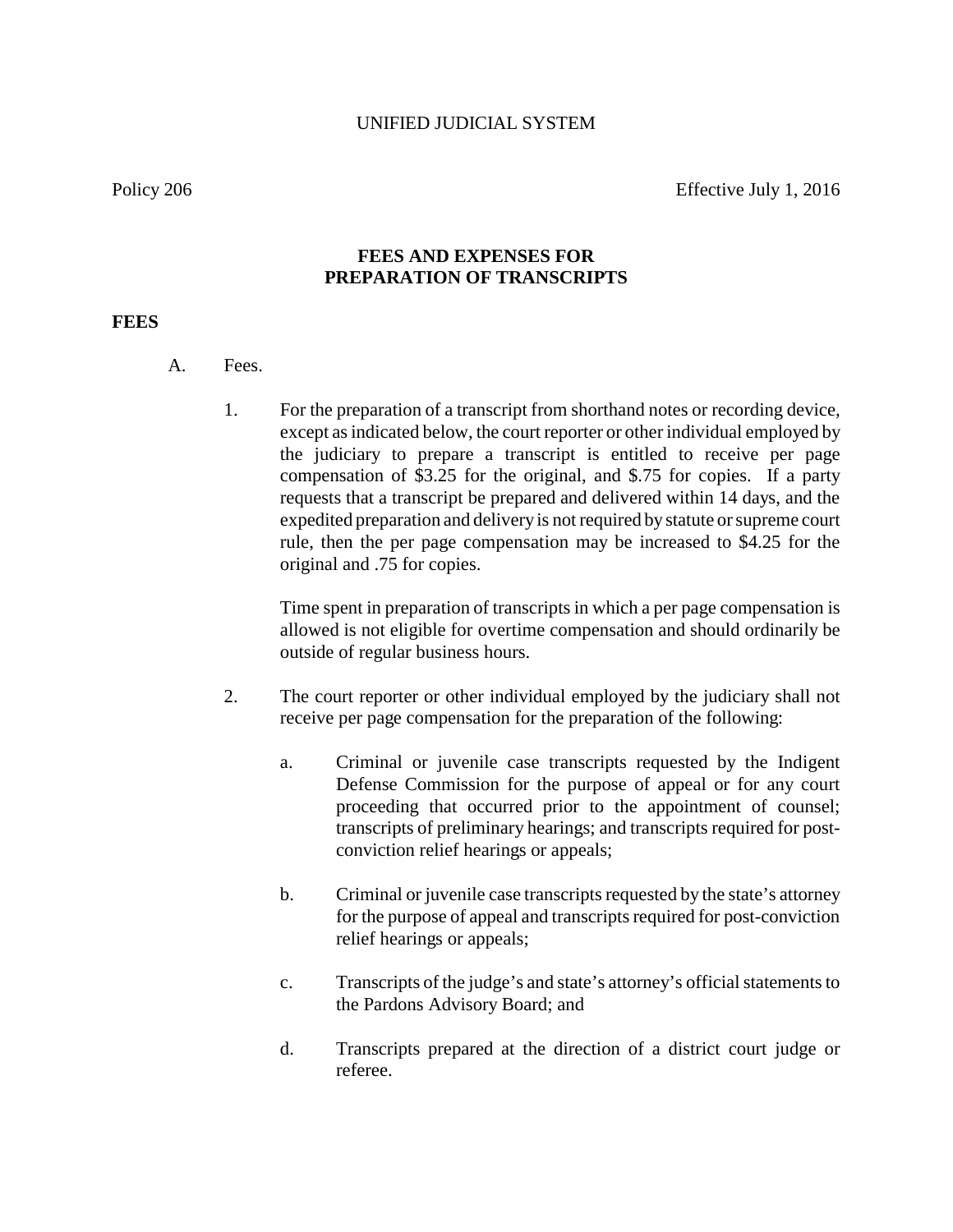UNIFIED JUDICIAL SYSTEM

Policy 206 Effective July 1, 2016

## FEES AND EXPENSES FOR PREPARATION OF TRANSCRIPTS

### FEES

A. Fees.

1. For the preparation of a transcript from shorthand notes or recording device, except as indicated below, the court reporter or other individual employed by the judiciary to prepare a transcript is entitled to receive per page compensation of $3.25 for the original, and $.75 for copies. If a party requests that a transcript be prepared and delivered within 14 days, and the expedited preparation and delivery is not required by statute or supreme court rule, then the per page compensation may be increased to $4.25 for the original and .75 for copies.

   Time spent in preparation of transcripts in which a per page compensation is allowed is not eligible for overtime compensation and should ordinarily be outside of regular business hours.

2. The court reporter or other individual employed by the judiciary shall not receive per page compensation for the preparation of the following:

   a. Criminal or juvenile case transcripts requested by the Indigent Defense Commission for the purpose of appeal or for any court proceeding that occurred prior to the appointment of counsel; transcripts of preliminary hearings; and transcripts required for post-conviction relief hearings or appeals;

   b. Criminal or juvenile case transcripts requested by the state's attorney for the purpose of appeal and transcripts required for post-conviction relief hearings or appeals;

   c. Transcripts of the judge's and state's attorney's official statements to the Pardons Advisory Board; and

   d. Transcripts prepared at the direction of a district court judge or referee.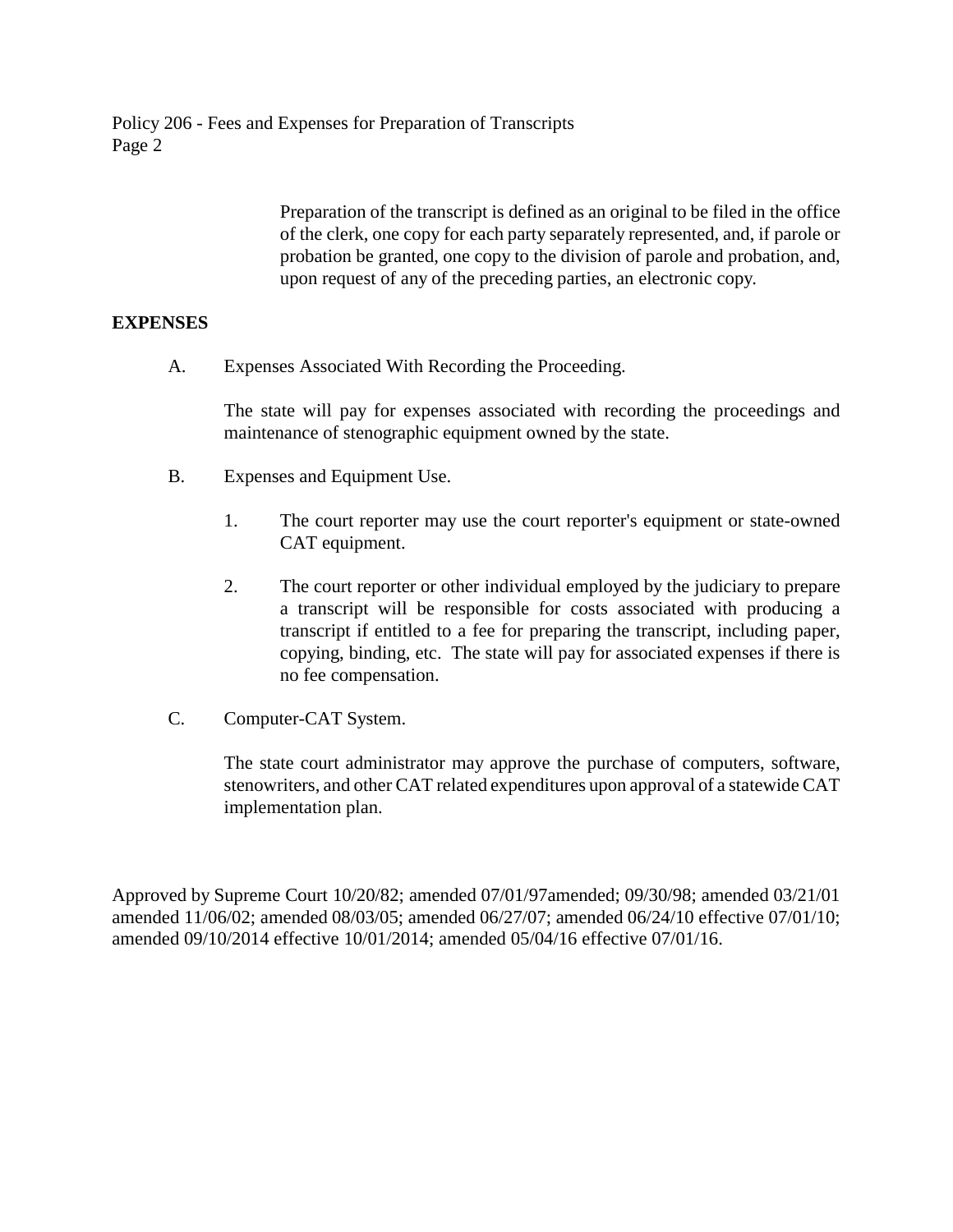Preparation of the transcript is defined as an original to be filed in the office of the clerk, one copy for each party separately represented, and, if parole or probation be granted, one copy to the division of parole and probation, and, upon request of any of the preceding parties, an electronic copy.

## EXPENSES

A. Expenses Associated With Recording the Proceeding.

The state will pay for expenses associated with recording the proceedings and maintenance of stenographic equipment owned by the state.

B. Expenses and Equipment Use.

1. The court reporter may use the court reporter's equipment or state-owned CAT equipment.

2. The court reporter or other individual employed by the judiciary to prepare a transcript will be responsible for costs associated with producing a transcript if entitled to a fee for preparing the transcript, including paper, copying, binding, etc. The state will pay for associated expenses if there is no fee compensation.

C. Computer-CAT System.

The state court administrator may approve the purchase of computers, software, stenowriters, and other CAT related expenditures upon approval of a statewide CAT implementation plan.

Approved by Supreme Court 10/20/82; amended 07/01/97amended; 09/30/98; amended 03/21/01 amended 11/06/02; amended 08/03/05; amended 06/27/07; amended 06/24/10 effective 07/01/10; amended 09/10/2014 effective 10/01/2014; amended 05/04/16 effective 07/01/16.